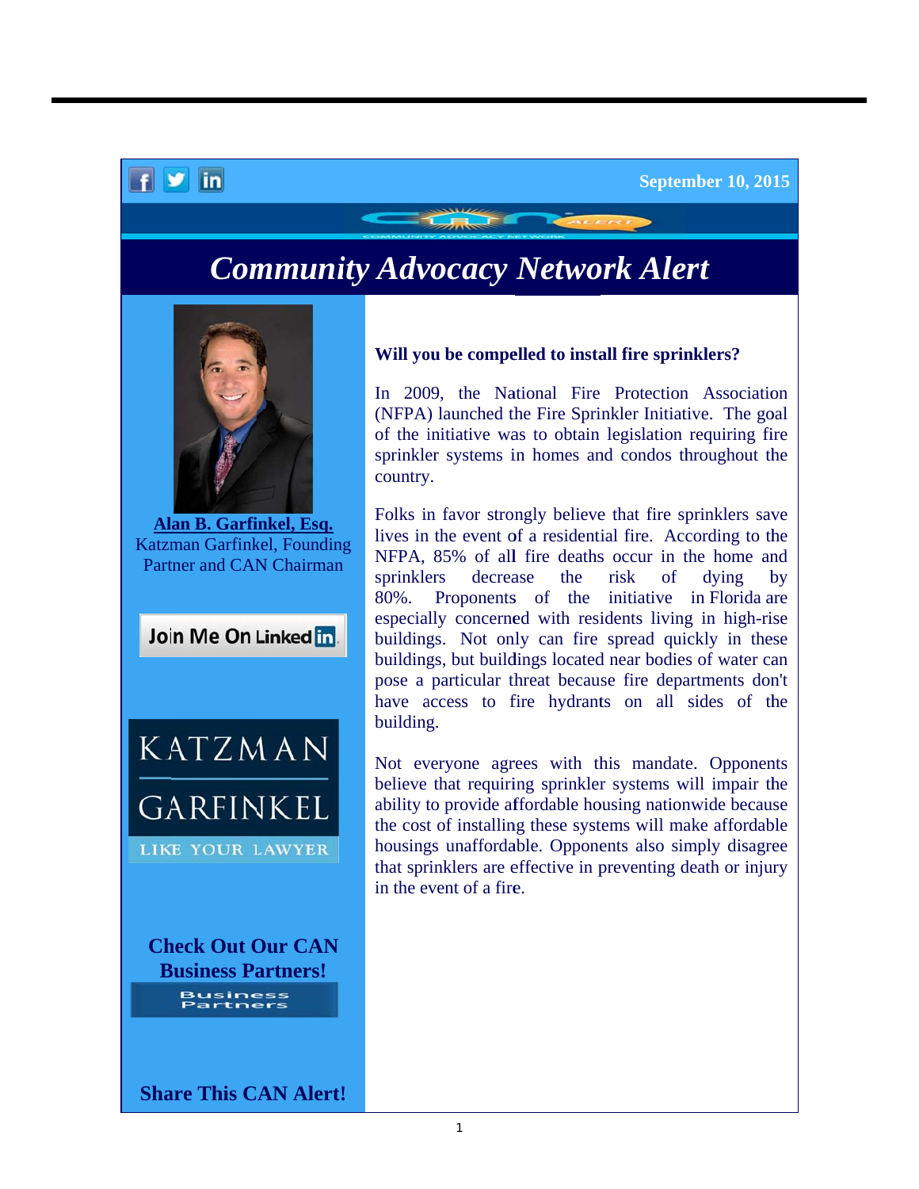September 10, 2015

# *Community Advocacy Network Alert*

**Alan B. Garfinkel, Esq.**
Katzman Garfinkel, Founding Partner and CAN Chairman

Join Me On LinkedIn

KATZMAN GARFINKEL
LIKE YOUR LAWYER

**Check Out Our CAN Business Partners!**

Business Partners

**Share This CAN Alert!**

**Will you be compelled to install fire sprinklers?**

In 2009, the National Fire Protection Association (NFPA) launched the Fire Sprinkler Initiative. The goal of the initiative was to obtain legislation requiring fire sprinkler systems in homes and condos throughout the country.

Folks in favor strongly believe that fire sprinklers save lives in the event of a residential fire. According to the NFPA, 85% of all fire deaths occur in the home and sprinklers decrease the risk of dying by 80%. Proponents of the initiative in Florida are especially concerned with residents living in high-rise buildings. Not only can fire spread quickly in these buildings, but buildings located near bodies of water can pose a particular threat because fire departments don't have access to fire hydrants on all sides of the building.

Not everyone agrees with this mandate. Opponents believe that requiring sprinkler systems will impair the ability to provide affordable housing nationwide because the cost of installing these systems will make affordable housings unaffordable. Opponents also simply disagree that sprinklers are effective in preventing death or injury in the event of a fire.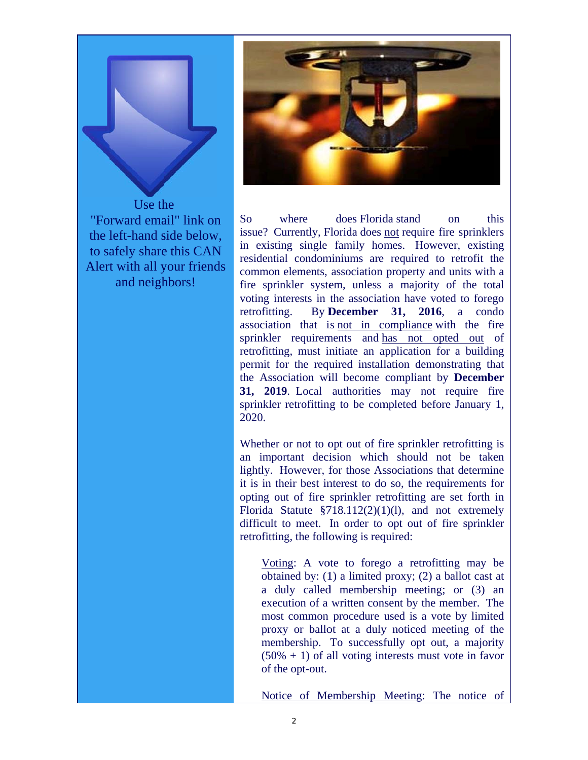Use the "Forward email" link on the left-hand side below, to safely share this CAN Alert with all your friends and neighbors!

So where does Florida stand on this issue? Currently, Florida does not require fire sprinklers in existing single family homes. However, existing residential condominiums are required to retrofit the common elements, association property and units with a fire sprinkler system, unless a majority of the total voting interests in the association have voted to forego retrofitting. By **December 31, 2016**, a condo association that is not in compliance with the fire sprinkler requirements and has not opted out of retrofitting, must initiate an application for a building permit for the required installation demonstrating that the Association will become compliant by **December 31, 2019**. Local authorities may not require fire sprinkler retrofitting to be completed before January 1, 2020.

Whether or not to opt out of fire sprinkler retrofitting is an important decision which should not be taken lightly. However, for those Associations that determine it is in their best interest to do so, the requirements for opting out of fire sprinkler retrofitting are set forth in Florida Statute §718.112(2)(1)(l), and not extremely difficult to meet. In order to opt out of fire sprinkler retrofitting, the following is required:

Voting: A vote to forego a retrofitting may be obtained by: (1) a limited proxy; (2) a ballot cast at a duly called membership meeting; or (3) an execution of a written consent by the member. The most common procedure used is a vote by limited proxy or ballot at a duly noticed meeting of the membership. To successfully opt out, a majority (50% + 1) of all voting interests must vote in favor of the opt-out.

Notice of Membership Meeting: The notice of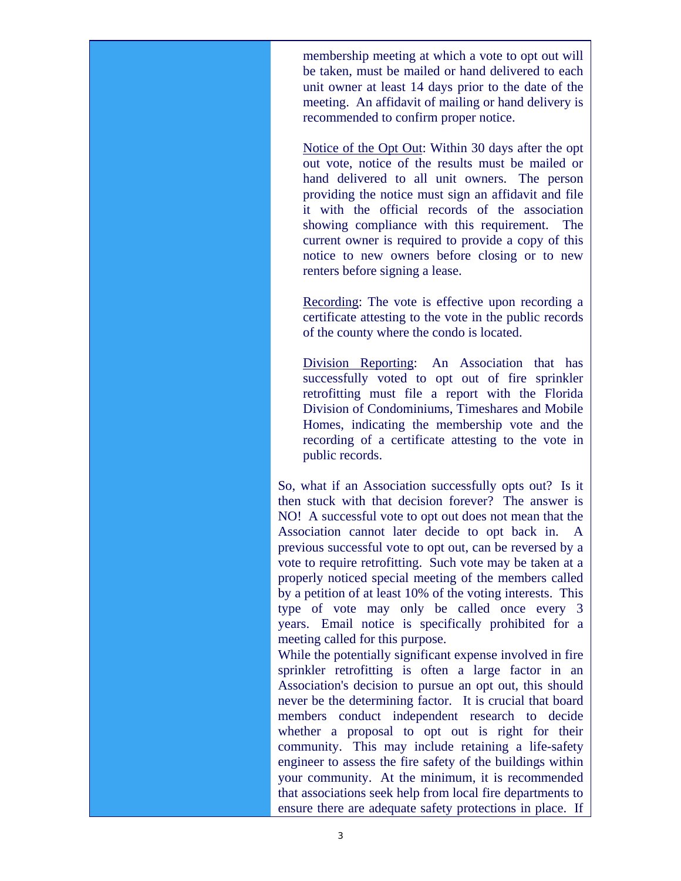membership meeting at which a vote to opt out will be taken, must be mailed or hand delivered to each unit owner at least 14 days prior to the date of the meeting. An affidavit of mailing or hand delivery is recommended to confirm proper notice.

<u>Notice of the Opt Out</u>: Within 30 days after the opt out vote, notice of the results must be mailed or hand delivered to all unit owners. The person providing the notice must sign an affidavit and file it with the official records of the association showing compliance with this requirement. The current owner is required to provide a copy of this notice to new owners before closing or to new renters before signing a lease.

<u>Recording</u>: The vote is effective upon recording a certificate attesting to the vote in the public records of the county where the condo is located.

<u>Division Reporting</u>: An Association that has successfully voted to opt out of fire sprinkler retrofitting must file a report with the Florida Division of Condominiums, Timeshares and Mobile Homes, indicating the membership vote and the recording of a certificate attesting to the vote in public records.

So, what if an Association successfully opts out? Is it then stuck with that decision forever? The answer is NO! A successful vote to opt out does not mean that the Association cannot later decide to opt back in. A previous successful vote to opt out, can be reversed by a vote to require retrofitting. Such vote may be taken at a properly noticed special meeting of the members called by a petition of at least 10% of the voting interests. This type of vote may only be called once every 3 years. Email notice is specifically prohibited for a meeting called for this purpose.

While the potentially significant expense involved in fire sprinkler retrofitting is often a large factor in an Association's decision to pursue an opt out, this should never be the determining factor. It is crucial that board members conduct independent research to decide whether a proposal to opt out is right for their community. This may include retaining a life-safety engineer to assess the fire safety of the buildings within your community. At the minimum, it is recommended that associations seek help from local fire departments to ensure there are adequate safety protections in place. If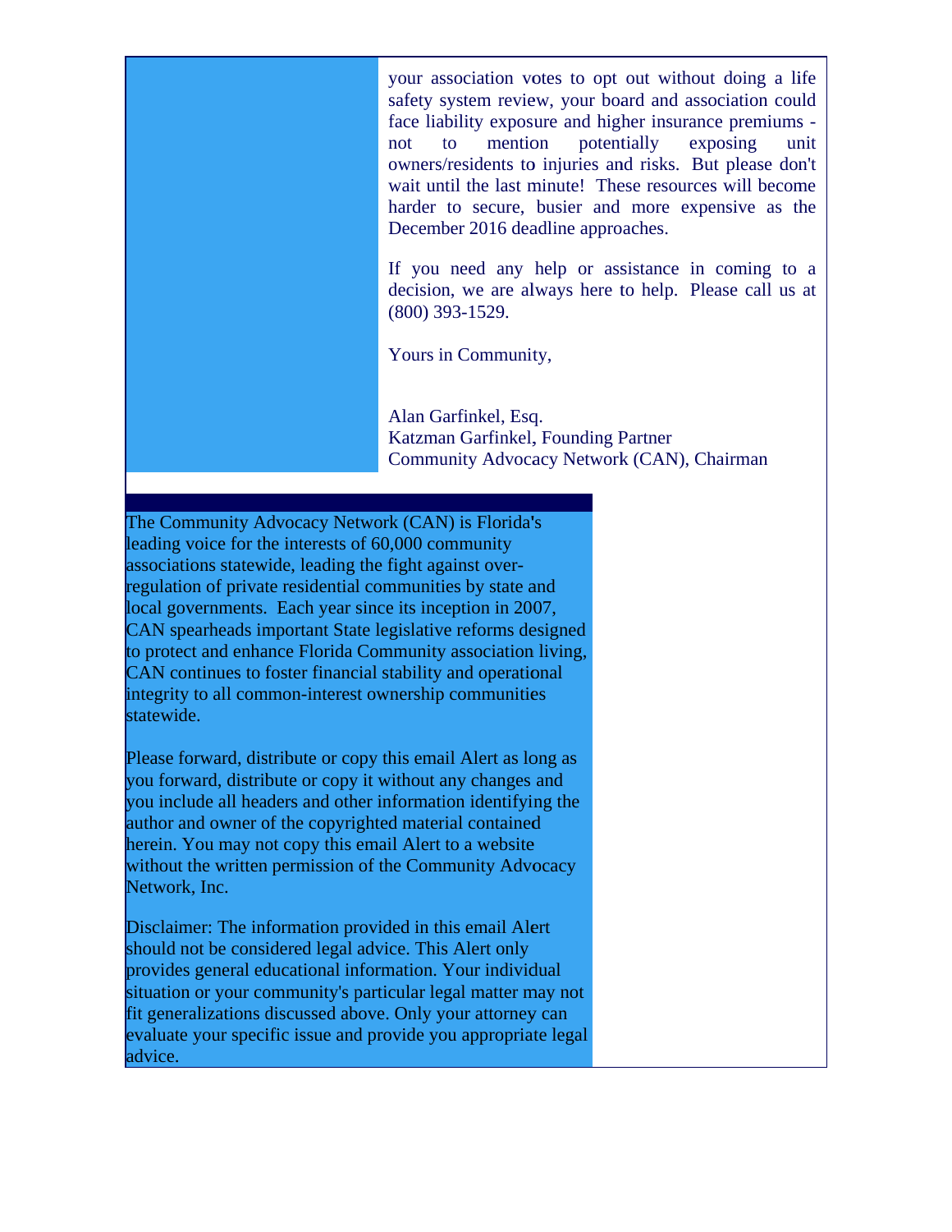your association votes to opt out without doing a life safety system review, your board and association could face liability exposure and higher insurance premiums - not to mention potentially exposing unit owners/residents to injuries and risks. But please don't wait until the last minute! These resources will become harder to secure, busier and more expensive as the December 2016 deadline approaches.

If you need any help or assistance in coming to a decision, we are always here to help. Please call us at (800) 393-1529.

Yours in Community,

Alan Garfinkel, Esq.
Katzman Garfinkel, Founding Partner
Community Advocacy Network (CAN), Chairman

The Community Advocacy Network (CAN) is Florida's leading voice for the interests of 60,000 community associations statewide, leading the fight against over-regulation of private residential communities by state and local governments. Each year since its inception in 2007, CAN spearheads important State legislative reforms designed to protect and enhance Florida Community association living, CAN continues to foster financial stability and operational integrity to all common-interest ownership communities statewide.

Please forward, distribute or copy this email Alert as long as you forward, distribute or copy it without any changes and you include all headers and other information identifying the author and owner of the copyrighted material contained herein. You may not copy this email Alert to a website without the written permission of the Community Advocacy Network, Inc.

Disclaimer: The information provided in this email Alert should not be considered legal advice. This Alert only provides general educational information. Your individual situation or your community's particular legal matter may not fit generalizations discussed above. Only your attorney can evaluate your specific issue and provide you appropriate legal advice.